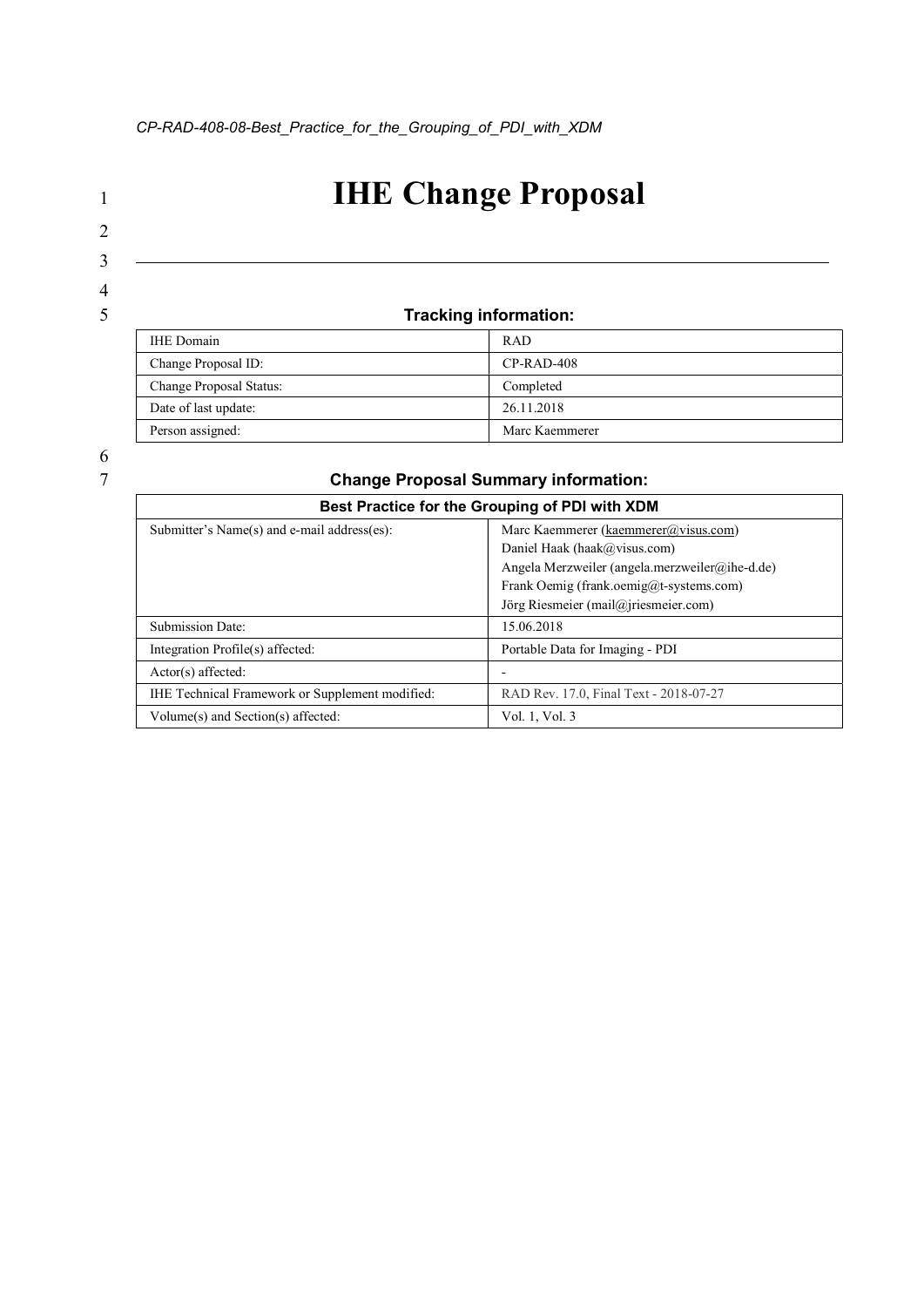*CP-RAD-408-08-Best_Practice_for_the_Grouping_of_PDI_with_XDM*

# IHE Change Proposal

---

### Tracking information:

| IHE Domain | RAD |
|---|---|
| Change Proposal ID: | CP-RAD-408 |
| Change Proposal Status: | Completed |
| Date of last update: | 26.11.2018 |
| Person assigned: | Marc Kaemmerer |

### Change Proposal Summary information:

| Best Practice for the Grouping of PDI with XDM | |
|---|---|
| Submitter's Name(s) and e-mail address(es): | Marc Kaemmerer (kaemmerer@visus.com)<br>Daniel Haak (haak@visus.com)<br>Angela Merzweiler (angela.merzweiler@ihe-d.de)<br>Frank Oemig (frank.oemig@t-systems.com)<br>Jörg Riesmeier (mail@jriesmeier.com) |
| Submission Date: | 15.06.2018 |
| Integration Profile(s) affected: | Portable Data for Imaging - PDI |
| Actor(s) affected: | - |
| IHE Technical Framework or Supplement modified: | RAD Rev. 17.0, Final Text - 2018-07-27 |
| Volume(s) and Section(s) affected: | Vol. 1, Vol. 3 |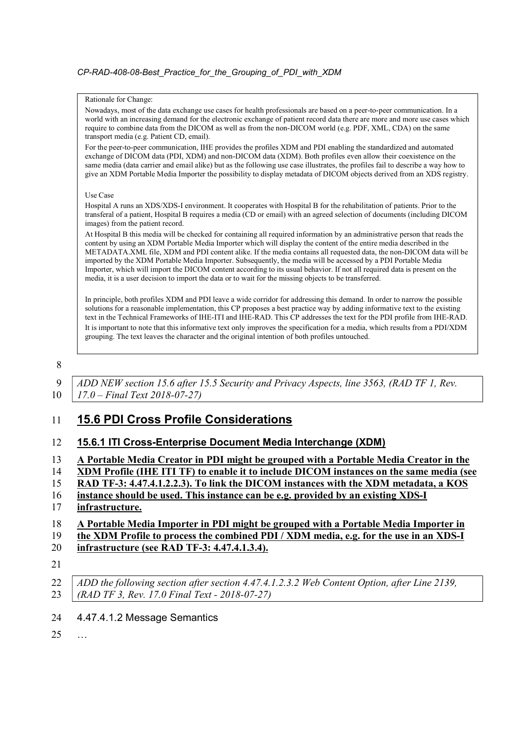Rationale for Change:

Nowadays, most of the data exchange use cases for health professionals are based on a peer-to-peer communication. In a world with an increasing demand for the electronic exchange of patient record data there are more and more use cases which require to combine data from the DICOM as well as from the non-DICOM world (e.g. PDF, XML, CDA) on the same transport media (e.g. Patient CD, email).

For the peer-to-peer communication, IHE provides the profiles XDM and PDI enabling the standardized and automated exchange of DICOM data (PDI, XDM) and non-DICOM data (XDM). Both profiles even allow their coexistence on the same media (data carrier and email alike) but as the following use case illustrates, the profiles fail to describe a way how to give an XDM Portable Media Importer the possibility to display metadata of DICOM objects derived from an XDS registry.

Use Case

Hospital A runs an XDS/XDS-I environment. It cooperates with Hospital B for the rehabilitation of patients. Prior to the transferal of a patient, Hospital B requires a media (CD or email) with an agreed selection of documents (including DICOM images) from the patient record.

At Hospital B this media will be checked for containing all required information by an administrative person that reads the content by using an XDM Portable Media Importer which will display the content of the entire media described in the METADATA.XML file, XDM and PDI content alike. If the media contains all requested data, the non-DICOM data will be imported by the XDM Portable Media Importer. Subsequently, the media will be accessed by a PDI Portable Media Importer, which will import the DICOM content according to its usual behavior. If not all required data is present on the media, it is a user decision to import the data or to wait for the missing objects to be transferred.

In principle, both profiles XDM and PDI leave a wide corridor for addressing this demand. In order to narrow the possible solutions for a reasonable implementation, this CP proposes a best practice way by adding informative text to the existing text in the Technical Frameworks of IHE-ITI and IHE-RAD. This CP addresses the text for the PDI profile from IHE-RAD. It is important to note that this informative text only improves the specification for a media, which results from a PDI/XDM grouping. The text leaves the character and the original intention of both profiles untouched.

*ADD NEW section 15.6 after 15.5 Security and Privacy Aspects, line 3563, (RAD TF 1, Rev. 17.0 – Final Text 2018-07-27)*

## 15.6 PDI Cross Profile Considerations

### 15.6.1 ITI Cross-Enterprise Document Media Interchange (XDM)

**A Portable Media Creator in PDI might be grouped with a Portable Media Creator in the XDM Profile (IHE ITI TF) to enable it to include DICOM instances on the same media (see RAD TF-3: 4.47.4.1.2.2.3). To link the DICOM instances with the XDM metadata, a KOS instance should be used. This instance can be e.g. provided by an existing XDS-I infrastructure.**

**A Portable Media Importer in PDI might be grouped with a Portable Media Importer in the XDM Profile to process the combined PDI / XDM media, e.g. for the use in an XDS-I infrastructure (see RAD TF-3: 4.47.4.1.3.4).**

*ADD the following section after section 4.47.4.1.2.3.2 Web Content Option, after Line 2139, (RAD TF 3, Rev. 17.0 Final Text - 2018-07-27)*

4.47.4.1.2 Message Semantics

…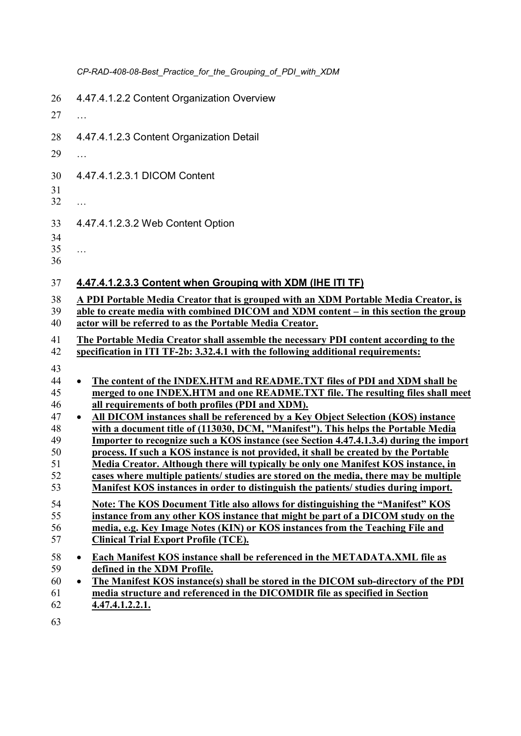4.47.4.1.2.2 Content Organization Overview

…

4.47.4.1.2.3 Content Organization Detail

…

4.47.4.1.2.3.1 DICOM Content

…

4.47.4.1.2.3.2 Web Content Option

…

## 4.47.4.1.2.3.3 Content when Grouping with XDM (IHE ITI TF)

**A PDI Portable Media Creator that is grouped with an XDM Portable Media Creator, is able to create media with combined DICOM and XDM content – in this section the group actor will be referred to as the Portable Media Creator.**

**The Portable Media Creator shall assemble the necessary PDI content according to the specification in ITI TF-2b: 3.32.4.1 with the following additional requirements:**

- **The content of the INDEX.HTM and README.TXT files of PDI and XDM shall be merged to one INDEX.HTM and one README.TXT file. The resulting files shall meet all requirements of both profiles (PDI and XDM).**
- **All DICOM instances shall be referenced by a Key Object Selection (KOS) instance with a document title of (113030, DCM, "Manifest"). This helps the Portable Media Importer to recognize such a KOS instance (see Section 4.47.4.1.3.4) during the import process. If such a KOS instance is not provided, it shall be created by the Portable Media Creator. Although there will typically be only one Manifest KOS instance, in cases where multiple patients/ studies are stored on the media, there may be multiple Manifest KOS instances in order to distinguish the patients/ studies during import.**

  **Note: The KOS Document Title also allows for distinguishing the "Manifest" KOS instance from any other KOS instance that might be part of a DICOM study on the media, e.g. Key Image Notes (KIN) or KOS instances from the Teaching File and Clinical Trial Export Profile (TCE).**

- **Each Manifest KOS instance shall be referenced in the METADATA.XML file as defined in the XDM Profile.**
- **The Manifest KOS instance(s) shall be stored in the DICOM sub-directory of the PDI media structure and referenced in the DICOMDIR file as specified in Section 4.47.4.1.2.2.1.**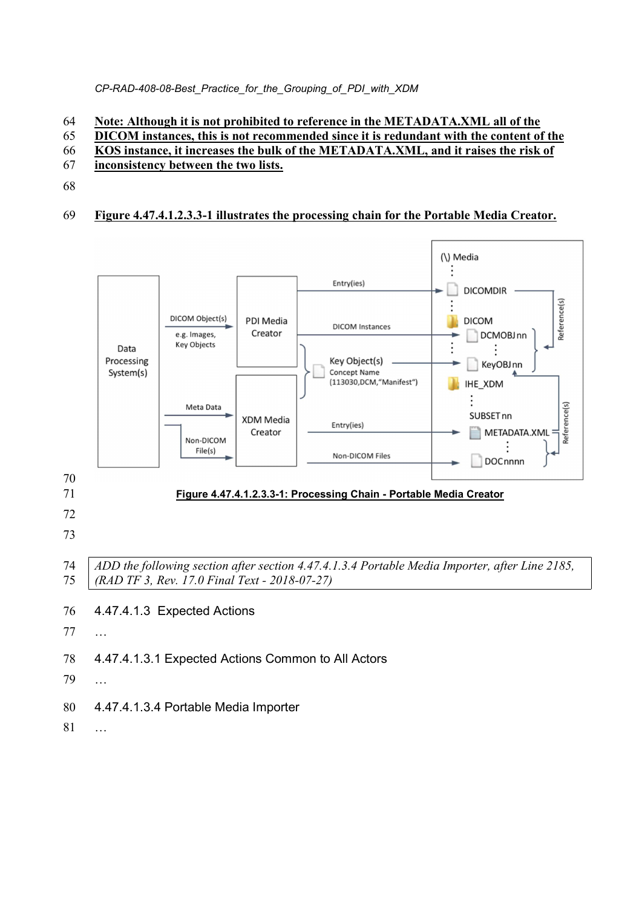**Note: Although it is not prohibited to reference in the METADATA.XML all of the DICOM instances, this is not recommended since it is redundant with the content of the KOS instance, it increases the bulk of the METADATA.XML, and it raises the risk of inconsistency between the two lists.**

**Figure 4.47.4.1.2.3.3-1 illustrates the processing chain for the Portable Media Creator.**

**Figure 4.47.4.1.2.3.3-1: Processing Chain - Portable Media Creator**

*ADD the following section after section 4.47.4.1.3.4 Portable Media Importer, after Line 2185, (RAD TF 3, Rev. 17.0 Final Text - 2018-07-27)*

#### 4.47.4.1.3 Expected Actions

…

##### 4.47.4.1.3.1 Expected Actions Common to All Actors

…

##### 4.47.4.1.3.4 Portable Media Importer

…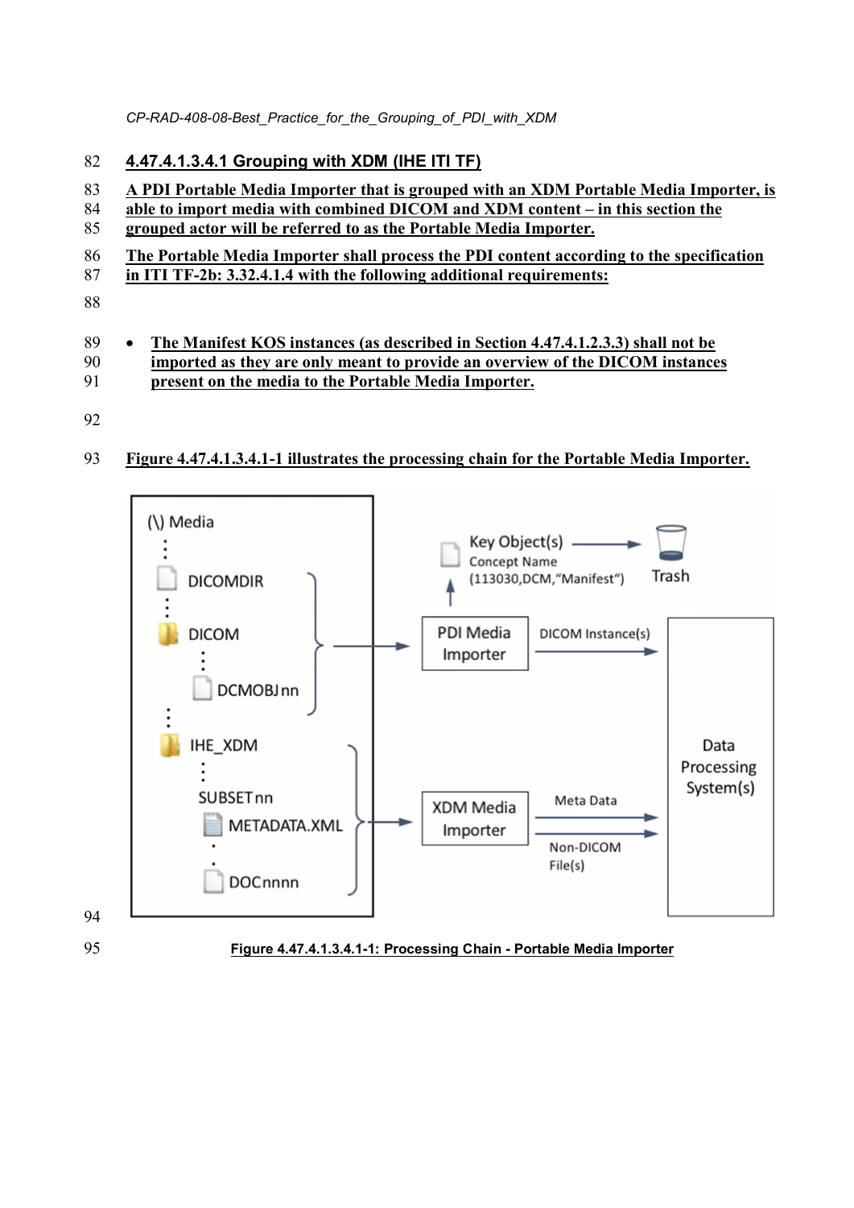#### 4.47.4.1.3.4.1 Grouping with XDM (IHE ITI TF)

A PDI Portable Media Importer that is grouped with an XDM Portable Media Importer, is able to import media with combined DICOM and XDM content – in this section the grouped actor will be referred to as the Portable Media Importer.

The Portable Media Importer shall process the PDI content according to the specification in ITI TF-2b: 3.32.4.1.4 with the following additional requirements:

- The Manifest KOS instances (as described in Section 4.47.4.1.2.3.3) shall not be imported as they are only meant to provide an overview of the DICOM instances present on the media to the Portable Media Importer.

Figure 4.47.4.1.3.4.1-1 illustrates the processing chain for the Portable Media Importer.

(\) Media
DICOMDIR
DICOM
DCMOBJnn
IHE_XDM
SUBSETnn
METADATA.XML
DOCnnnn
Key Object(s)
Concept Name
(113030,DCM,"Manifest")
Trash
PDI Media Importer
DICOM Instance(s)
XDM Media Importer
Meta Data
Non-DICOM File(s)
Data Processing System(s)

Figure 4.47.4.1.3.4.1-1: Processing Chain - Portable Media Importer